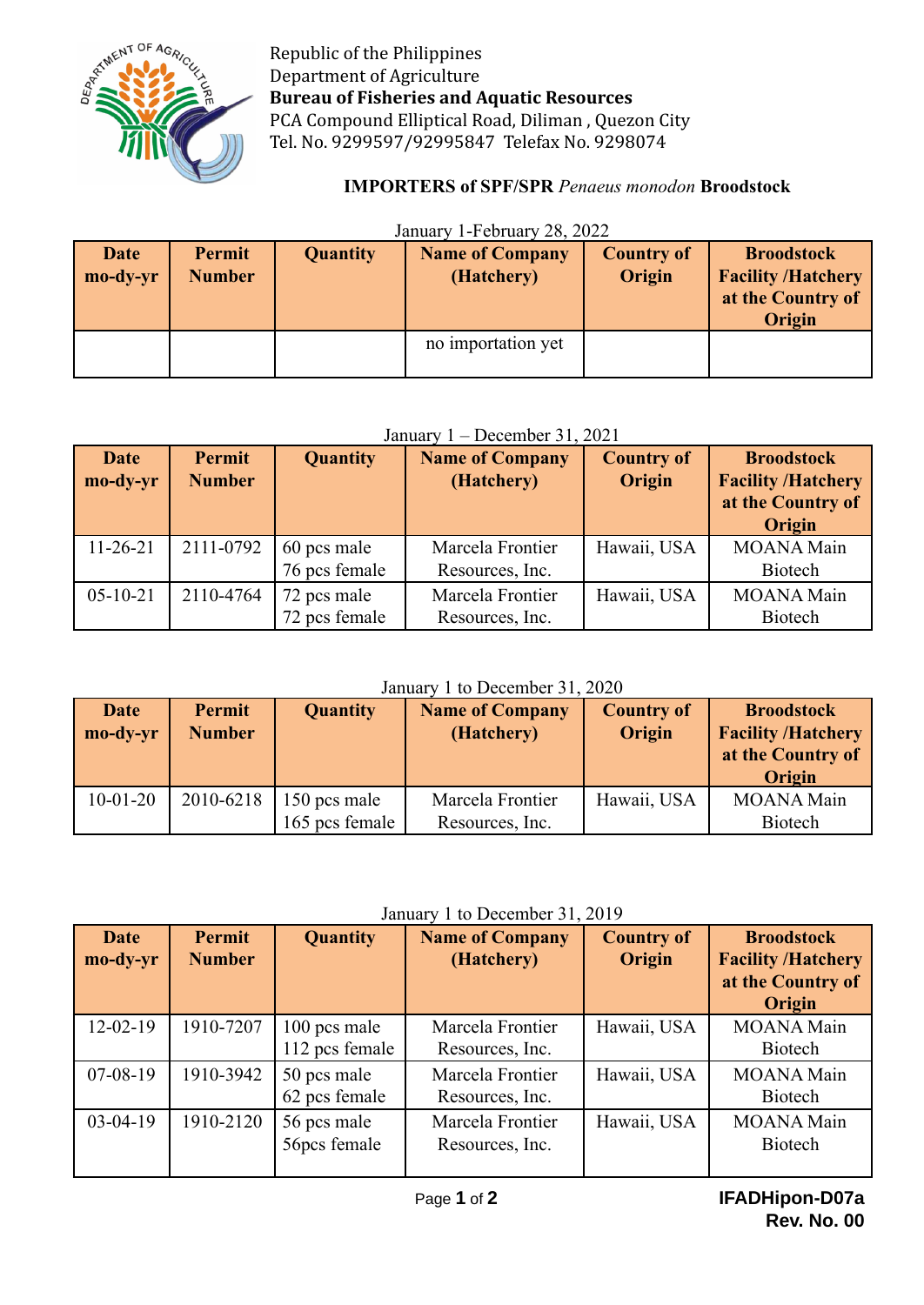Republic of the Philippines
Department of Agriculture
**Bureau of Fisheries and Aquatic Resources**
PCA Compound Elliptical Road, Diliman , Quezon City
Tel. No. 9299597/92995847 Telefax No. 9298074

## IMPORTERS of SPF/SPR *Penaeus monodon* Broodstock

January 1-February 28, 2022

| Date mo-dy-yr | Permit Number | Quantity | Name of Company (Hatchery) | Country of Origin | Broodstock Facility /Hatchery at the Country of Origin |
|---|---|---|---|---|---|
| | | | no importation yet | | |

January 1 – December 31, 2021

| Date mo-dy-yr | Permit Number | Quantity | Name of Company (Hatchery) | Country of Origin | Broodstock Facility /Hatchery at the Country of Origin |
|---|---|---|---|---|---|
| 11-26-21 | 2111-0792 | 60 pcs male<br>76 pcs female | Marcela Frontier Resources, Inc. | Hawaii, USA | MOANA Main Biotech |
| 05-10-21 | 2110-4764 | 72 pcs male<br>72 pcs female | Marcela Frontier Resources, Inc. | Hawaii, USA | MOANA Main Biotech |

January 1 to December 31, 2020

| Date mo-dy-yr | Permit Number | Quantity | Name of Company (Hatchery) | Country of Origin | Broodstock Facility /Hatchery at the Country of Origin |
|---|---|---|---|---|---|
| 10-01-20 | 2010-6218 | 150 pcs male<br>165 pcs female | Marcela Frontier Resources, Inc. | Hawaii, USA | MOANA Main Biotech |

January 1 to December 31, 2019

| Date mo-dy-yr | Permit Number | Quantity | Name of Company (Hatchery) | Country of Origin | Broodstock Facility /Hatchery at the Country of Origin |
|---|---|---|---|---|---|
| 12-02-19 | 1910-7207 | 100 pcs male<br>112 pcs female | Marcela Frontier Resources, Inc. | Hawaii, USA | MOANA Main Biotech |
| 07-08-19 | 1910-3942 | 50 pcs male<br>62 pcs female | Marcela Frontier Resources, Inc. | Hawaii, USA | MOANA Main Biotech |
| 03-04-19 | 1910-2120 | 56 pcs male<br>56pcs female | Marcela Frontier Resources, Inc. | Hawaii, USA | MOANA Main Biotech |

IFADHipon-D07a
Rev. No. 00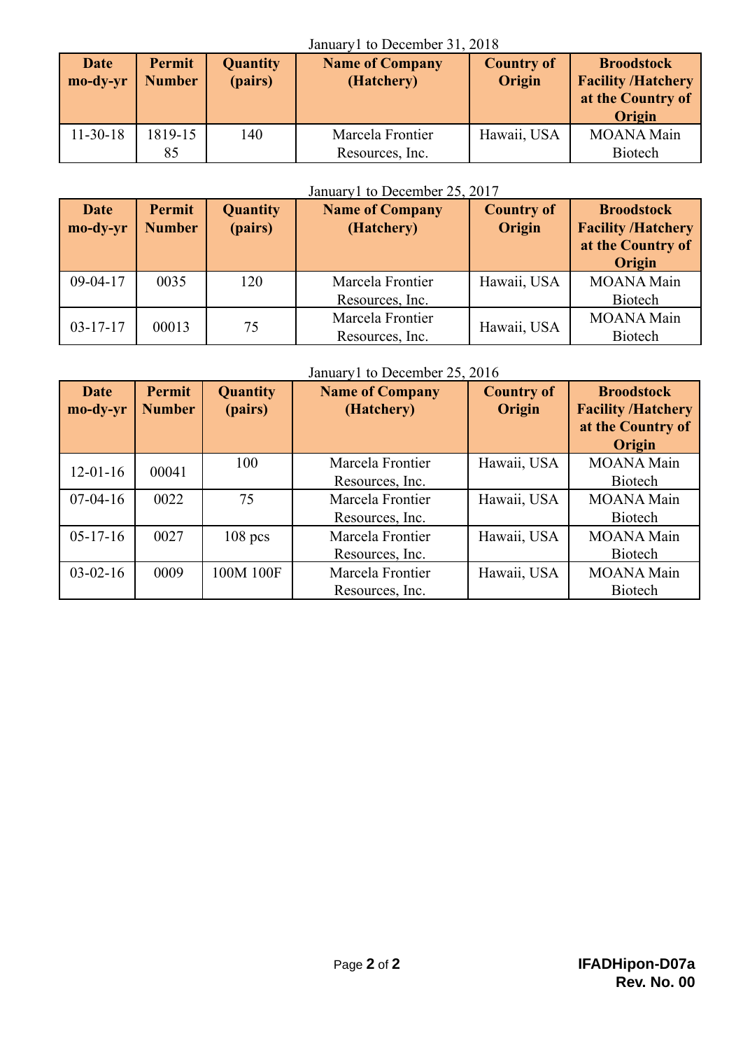January1 to December 31, 2018

| Date mo-dy-yr | Permit Number | Quantity (pairs) | Name of Company (Hatchery) | Country of Origin | Broodstock Facility /Hatchery at the Country of Origin |
|---|---|---|---|---|---|
| 11-30-18 | 1819-1585 | 140 | Marcela Frontier Resources, Inc. | Hawaii, USA | MOANA Main Biotech |

January1 to December 25, 2017

| Date mo-dy-yr | Permit Number | Quantity (pairs) | Name of Company (Hatchery) | Country of Origin | Broodstock Facility /Hatchery at the Country of Origin |
|---|---|---|---|---|---|
| 09-04-17 | 0035 | 120 | Marcela Frontier Resources, Inc. | Hawaii, USA | MOANA Main Biotech |
| 03-17-17 | 00013 | 75 | Marcela Frontier Resources, Inc. | Hawaii, USA | MOANA Main Biotech |

January1 to December 25, 2016

| Date mo-dy-yr | Permit Number | Quantity (pairs) | Name of Company (Hatchery) | Country of Origin | Broodstock Facility /Hatchery at the Country of Origin |
|---|---|---|---|---|---|
| 12-01-16 | 00041 | 100 | Marcela Frontier Resources, Inc. | Hawaii, USA | MOANA Main Biotech |
| 07-04-16 | 0022 | 75 | Marcela Frontier Resources, Inc. | Hawaii, USA | MOANA Main Biotech |
| 05-17-16 | 0027 | 108 pcs | Marcela Frontier Resources, Inc. | Hawaii, USA | MOANA Main Biotech |
| 03-02-16 | 0009 | 100M 100F | Marcela Frontier Resources, Inc. | Hawaii, USA | MOANA Main Biotech |

IFADHipon-D07a
Rev. No. 00